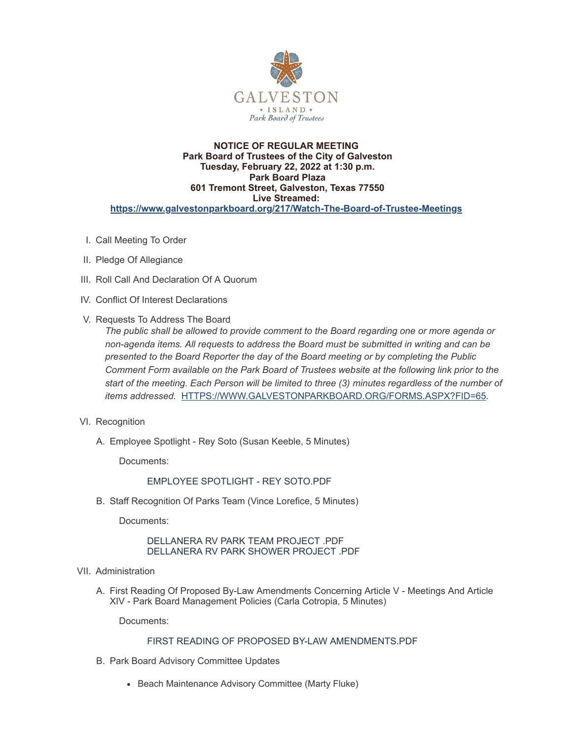GALVESTON
* ISLAND *
Park Board of Trustees

**NOTICE OF REGULAR MEETING**
**Park Board of Trustees of the City of Galveston**
**Tuesday, February 22, 2022 at 1:30 p.m.**
**Park Board Plaza**
**601 Tremont Street, Galveston, Texas 77550**
**Live Streamed:**
**https://www.galvestonparkboard.org/217/Watch-The-Board-of-Trustee-Meetings**

I. Call Meeting To Order

II. Pledge Of Allegiance

III. Roll Call And Declaration Of A Quorum

IV. Conflict Of Interest Declarations

V. Requests To Address The Board

*The public shall be allowed to provide comment to the Board regarding one or more agenda or non-agenda items. All requests to address the Board must be submitted in writing and can be presented to the Board Reporter the day of the Board meeting or by completing the Public Comment Form available on the Park Board of Trustees website at the following link prior to the start of the meeting. Each Person will be limited to three (3) minutes regardless of the number of items addressed.* HTTPS://WWW.GALVESTONPARKBOARD.ORG/FORMS.ASPX?FID=65.

VI. Recognition

A. Employee Spotlight - Rey Soto (Susan Keeble, 5 Minutes)

Documents:

EMPLOYEE SPOTLIGHT - REY SOTO.PDF

B. Staff Recognition Of Parks Team (Vince Lorefice, 5 Minutes)

Documents:

DELLANERA RV PARK TEAM PROJECT .PDF
DELLANERA RV PARK SHOWER PROJECT .PDF

VII. Administration

A. First Reading Of Proposed By-Law Amendments Concerning Article V - Meetings And Article XIV - Park Board Management Policies (Carla Cotropia, 5 Minutes)

Documents:

FIRST READING OF PROPOSED BY-LAW AMENDMENTS.PDF

B. Park Board Advisory Committee Updates

- Beach Maintenance Advisory Committee (Marty Fluke)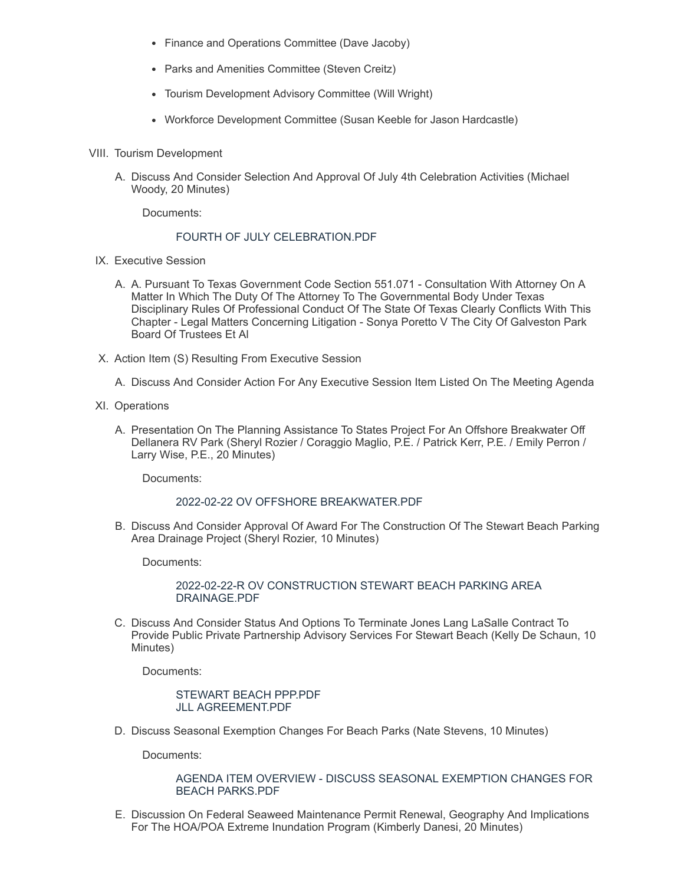- Finance and Operations Committee (Dave Jacoby)
- Parks and Amenities Committee (Steven Creitz)
- Tourism Development Advisory Committee (Will Wright)
- Workforce Development Committee (Susan Keeble for Jason Hardcastle)

VIII. Tourism Development

A. Discuss And Consider Selection And Approval Of July 4th Celebration Activities (Michael Woody, 20 Minutes)

Documents:

FOURTH OF JULY CELEBRATION.PDF

IX. Executive Session

A. A. Pursuant To Texas Government Code Section 551.071 - Consultation With Attorney On A Matter In Which The Duty Of The Attorney To The Governmental Body Under Texas Disciplinary Rules Of Professional Conduct Of The State Of Texas Clearly Conflicts With This Chapter - Legal Matters Concerning Litigation - Sonya Poretto V The City Of Galveston Park Board Of Trustees Et Al

X. Action Item (S) Resulting From Executive Session

A. Discuss And Consider Action For Any Executive Session Item Listed On The Meeting Agenda

XI. Operations

A. Presentation On The Planning Assistance To States Project For An Offshore Breakwater Off Dellanera RV Park (Sheryl Rozier / Coraggio Maglio, P.E. / Patrick Kerr, P.E. / Emily Perron / Larry Wise, P.E., 20 Minutes)

Documents:

2022-02-22 OV OFFSHORE BREAKWATER.PDF

B. Discuss And Consider Approval Of Award For The Construction Of The Stewart Beach Parking Area Drainage Project (Sheryl Rozier, 10 Minutes)

Documents:

2022-02-22-R OV CONSTRUCTION STEWART BEACH PARKING AREA DRAINAGE.PDF

C. Discuss And Consider Status And Options To Terminate Jones Lang LaSalle Contract To Provide Public Private Partnership Advisory Services For Stewart Beach (Kelly De Schaun, 10 Minutes)

Documents:

STEWART BEACH PPP.PDF
JLL AGREEMENT.PDF

D. Discuss Seasonal Exemption Changes For Beach Parks (Nate Stevens, 10 Minutes)

Documents:

AGENDA ITEM OVERVIEW - DISCUSS SEASONAL EXEMPTION CHANGES FOR BEACH PARKS.PDF

E. Discussion On Federal Seaweed Maintenance Permit Renewal, Geography And Implications For The HOA/POA Extreme Inundation Program (Kimberly Danesi, 20 Minutes)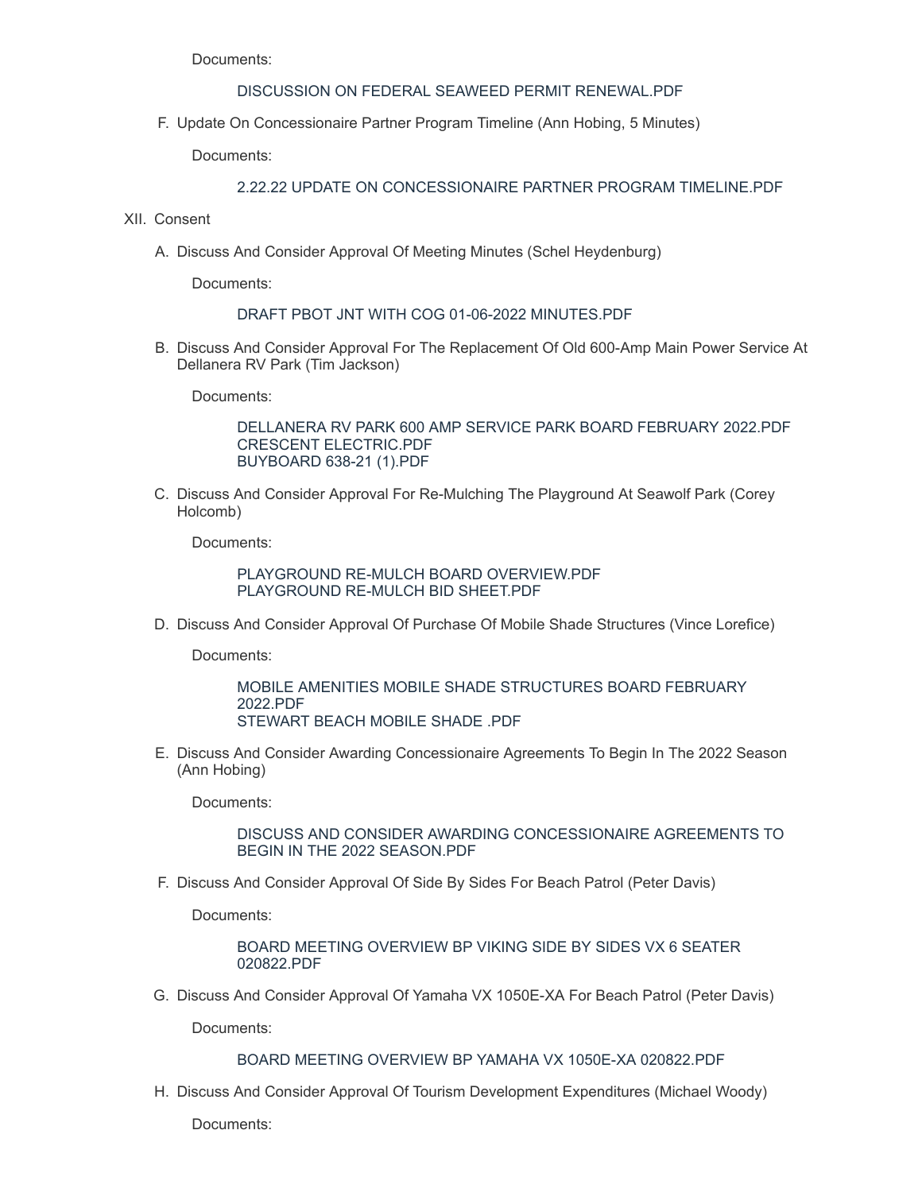Documents:

DISCUSSION ON FEDERAL SEAWEED PERMIT RENEWAL.PDF

F. Update On Concessionaire Partner Program Timeline (Ann Hobing, 5 Minutes)

Documents:

2.22.22 UPDATE ON CONCESSIONAIRE PARTNER PROGRAM TIMELINE.PDF

XII. Consent

A. Discuss And Consider Approval Of Meeting Minutes (Schel Heydenburg)

Documents:

DRAFT PBOT JNT WITH COG 01-06-2022 MINUTES.PDF

B. Discuss And Consider Approval For The Replacement Of Old 600-Amp Main Power Service At Dellanera RV Park (Tim Jackson)

Documents:

DELLANERA RV PARK 600 AMP SERVICE PARK BOARD FEBRUARY 2022.PDF
CRESCENT ELECTRIC.PDF
BUYBOARD 638-21 (1).PDF

C. Discuss And Consider Approval For Re-Mulching The Playground At Seawolf Park (Corey Holcomb)

Documents:

PLAYGROUND RE-MULCH BOARD OVERVIEW.PDF
PLAYGROUND RE-MULCH BID SHEET.PDF

D. Discuss And Consider Approval Of Purchase Of Mobile Shade Structures (Vince Lorefice)

Documents:

MOBILE AMENITIES MOBILE SHADE STRUCTURES BOARD FEBRUARY 2022.PDF
STEWART BEACH MOBILE SHADE .PDF

E. Discuss And Consider Awarding Concessionaire Agreements To Begin In The 2022 Season (Ann Hobing)

Documents:

DISCUSS AND CONSIDER AWARDING CONCESSIONAIRE AGREEMENTS TO BEGIN IN THE 2022 SEASON.PDF

F. Discuss And Consider Approval Of Side By Sides For Beach Patrol (Peter Davis)

Documents:

BOARD MEETING OVERVIEW BP VIKING SIDE BY SIDES VX 6 SEATER 020822.PDF

G. Discuss And Consider Approval Of Yamaha VX 1050E-XA For Beach Patrol (Peter Davis)

Documents:

BOARD MEETING OVERVIEW BP YAMAHA VX 1050E-XA 020822.PDF

H. Discuss And Consider Approval Of Tourism Development Expenditures (Michael Woody)

Documents: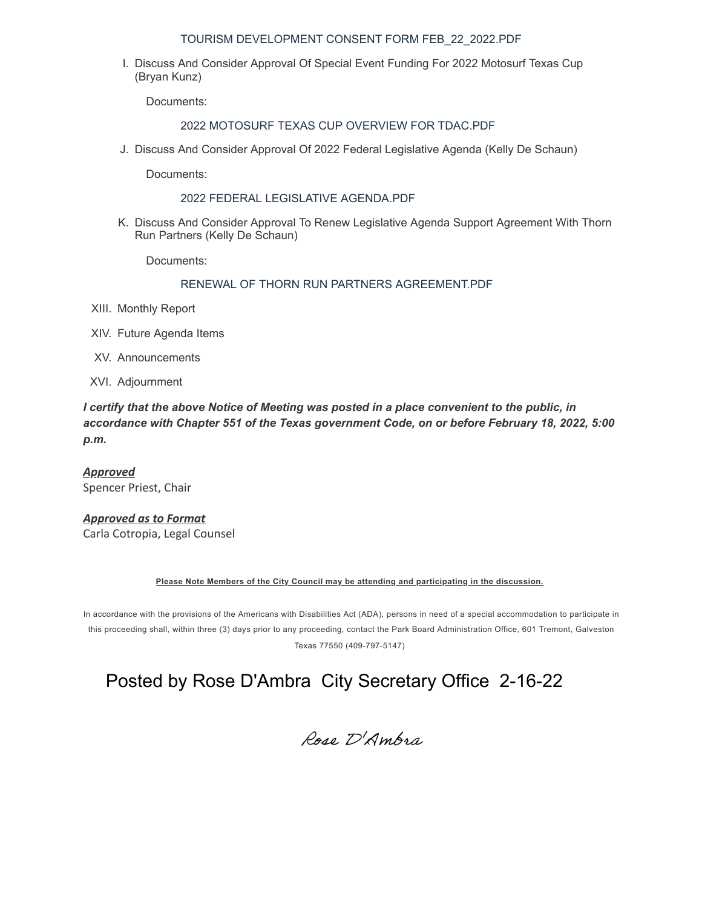TOURISM DEVELOPMENT CONSENT FORM FEB_22_2022.PDF

I. Discuss And Consider Approval Of Special Event Funding For 2022 Motosurf Texas Cup (Bryan Kunz)

   Documents:

   2022 MOTOSURF TEXAS CUP OVERVIEW FOR TDAC.PDF

J. Discuss And Consider Approval Of 2022 Federal Legislative Agenda (Kelly De Schaun)

   Documents:

   2022 FEDERAL LEGISLATIVE AGENDA.PDF

K. Discuss And Consider Approval To Renew Legislative Agenda Support Agreement With Thorn Run Partners (Kelly De Schaun)

   Documents:

   RENEWAL OF THORN RUN PARTNERS AGREEMENT.PDF

XIII. Monthly Report

XIV. Future Agenda Items

XV. Announcements

XVI. Adjournment

***I certify that the above Notice of Meeting was posted in a place convenient to the public, in accordance with Chapter 551 of the Texas government Code, on or before February 18, 2022, 5:00 p.m.***

***Approved***
Spencer Priest, Chair

***Approved as to Format***
Carla Cotropia, Legal Counsel

**Please Note Members of the City Council may be attending and participating in the discussion.**

In accordance with the provisions of the Americans with Disabilities Act (ADA), persons in need of a special accommodation to participate in this proceeding shall, within three (3) days prior to any proceeding, contact the Park Board Administration Office, 601 Tremont, Galveston Texas 77550 (409-797-5147)

Posted by Rose D'Ambra City Secretary Office 2-16-22

Rose D'Ambra